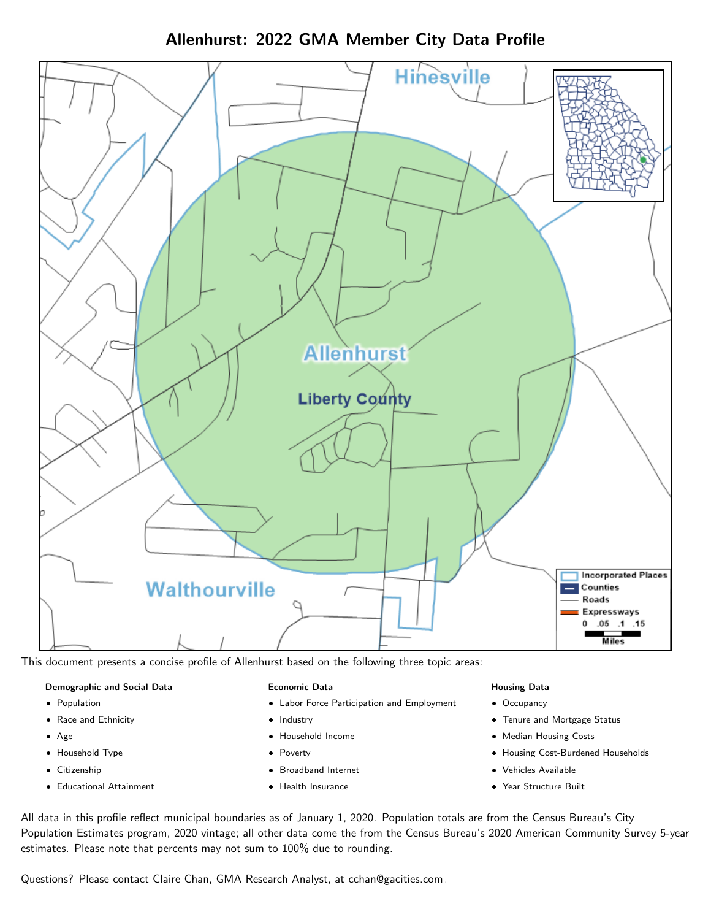# Allenhurst: 2022 GMA Member City Data Profile

This document presents a concise profile of Allenhurst based on the following three topic areas:

**Demographic and Social Data**

- Population
- Race and Ethnicity
- Age
- Household Type
- Citizenship
- Educational Attainment

**Economic Data**

- Labor Force Participation and Employment
- Industry
- Household Income
- Poverty
- Broadband Internet
- Health Insurance

**Housing Data**

- Occupancy
- Tenure and Mortgage Status
- Median Housing Costs
- Housing Cost-Burdened Households
- Vehicles Available
- Year Structure Built

All data in this profile reflect municipal boundaries as of January 1, 2020. Population totals are from the Census Bureau's City Population Estimates program, 2020 vintage; all other data come the from the Census Bureau's 2020 American Community Survey 5-year estimates. Please note that percents may not sum to 100% due to rounding.

Questions? Please contact Claire Chan, GMA Research Analyst, at cchan@gacities.com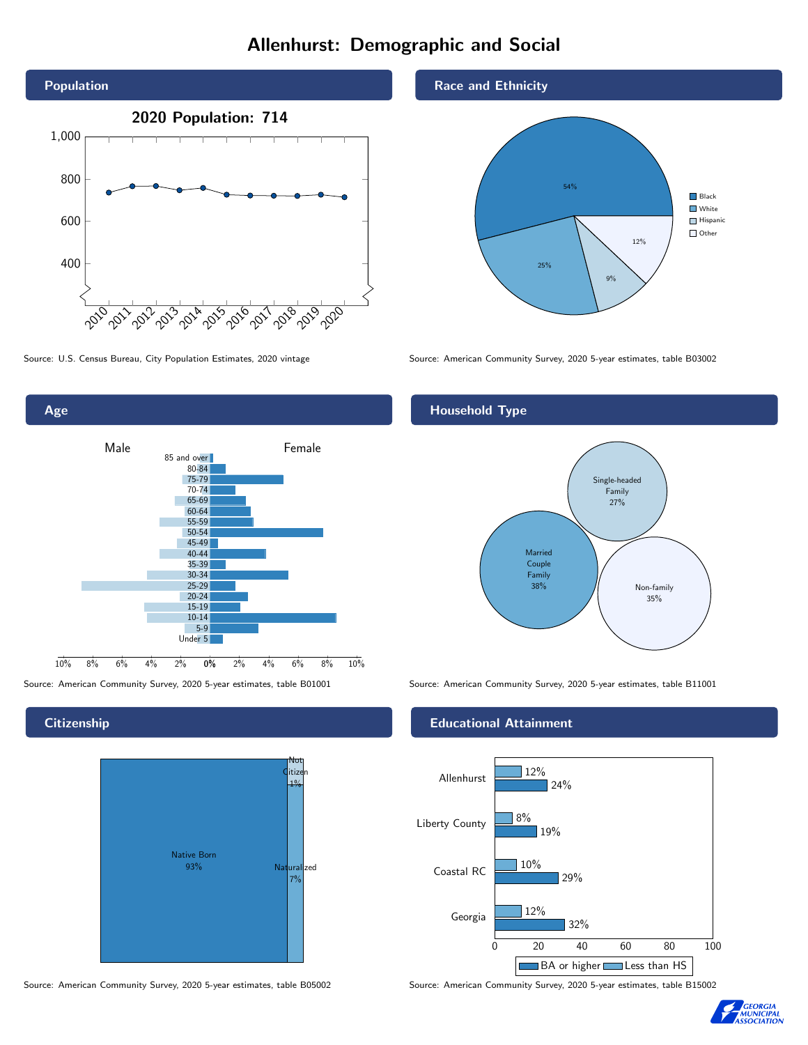# Allenhurst: Demographic and Social

## Population

2020 Population: 714

Source: U.S. Census Bureau, City Population Estimates, 2020 vintage

## Race and Ethnicity

| Group | Percent |
| --- | --- |
| Black | 54% |
| White | 25% |
| Hispanic | 9% |
| Other | 12% |

Source: American Community Survey, 2020 5-year estimates, table B03002

## Age

Source: American Community Survey, 2020 5-year estimates, table B01001

## Household Type

| Type | Percent |
| --- | --- |
| Married Couple Family | 38% |
| Single-headed Family | 27% |
| Non-family | 35% |

Source: American Community Survey, 2020 5-year estimates, table B11001

## Citizenship

| Status | Percent |
| --- | --- |
| Native Born | 93% |
| Naturalized | 7% |
| Not Citizen | 1% |

Source: American Community Survey, 2020 5-year estimates, table B05002

## Educational Attainment

| Area | Less than HS | BA or higher |
| --- | --- | --- |
| Allenhurst | 12% | 24% |
| Liberty County | 8% | 19% |
| Coastal RC | 10% | 29% |
| Georgia | 12% | 32% |

Source: American Community Survey, 2020 5-year estimates, table B15002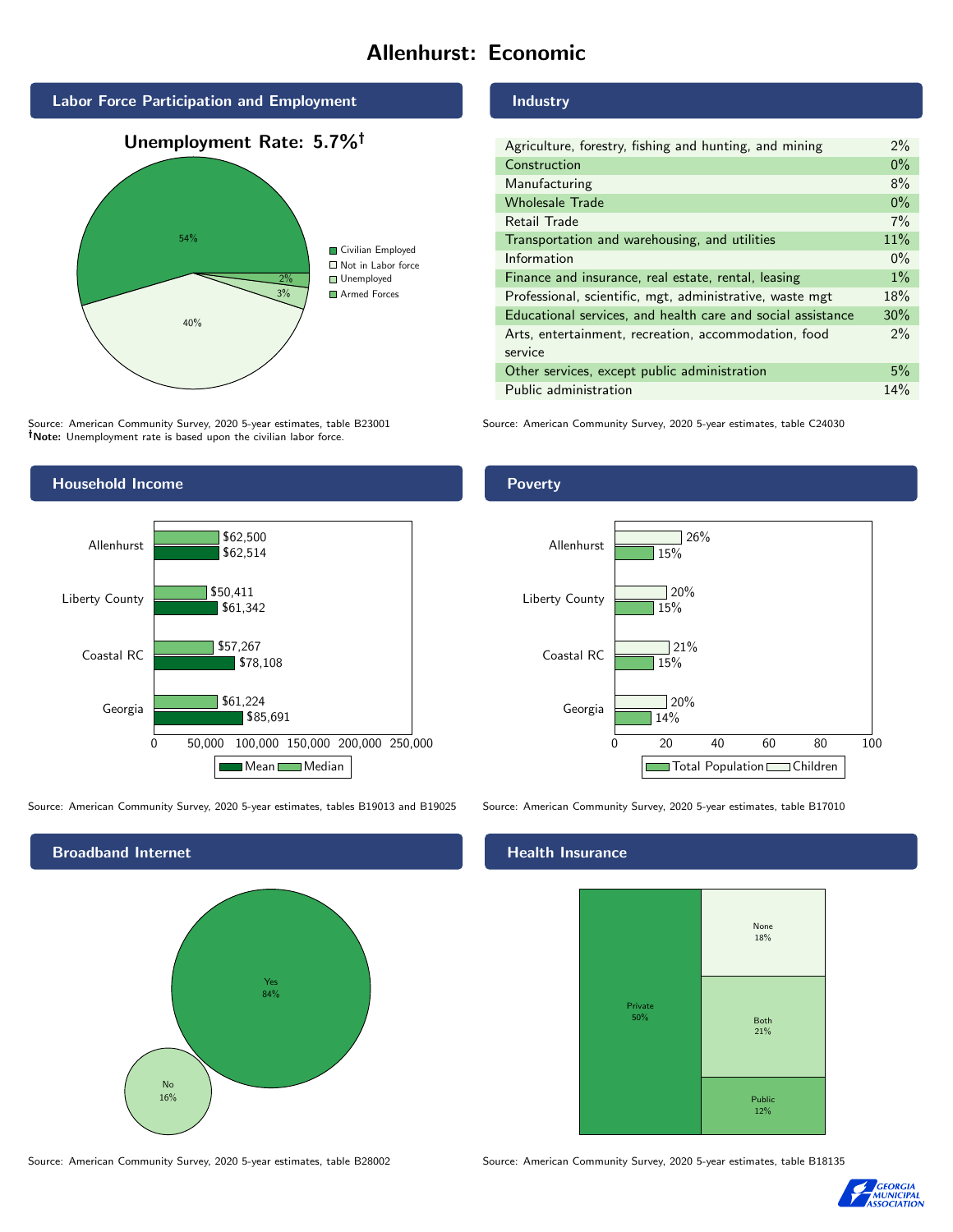# Allenhurst: Economic

## Labor Force Participation and Employment

**Unemployment Rate: 5.7%†**

| Category | Percent |
|---|---|
| Civilian Employed | 54% |
| Not in Labor force | 40% |
| Unemployed | 3% |
| Armed Forces | 2% |

Source: American Community Survey, 2020 5-year estimates, table B23001
**†Note:** Unemployment rate is based upon the civilian labor force.

## Industry

| Industry | Percent |
|---|---|
| Agriculture, forestry, fishing and hunting, and mining | 2% |
| Construction | 0% |
| Manufacturing | 8% |
| Wholesale Trade | 0% |
| Retail Trade | 7% |
| Transportation and warehousing, and utilities | 11% |
| Information | 0% |
| Finance and insurance, real estate, rental, leasing | 1% |
| Professional, scientific, mgt, administrative, waste mgt | 18% |
| Educational services, and health care and social assistance | 30% |
| Arts, entertainment, recreation, accommodation, food service | 2% |
| Other services, except public administration | 5% |
| Public administration | 14% |

Source: American Community Survey, 2020 5-year estimates, table C24030

## Household Income

| | Median | Mean |
|---|---|---|
| Allenhurst | $62,500 | $62,514 |
| Liberty County | $50,411 | $61,342 |
| Coastal RC | $57,267 | $78,108 |
| Georgia | $61,224 | $85,691 |

Source: American Community Survey, 2020 5-year estimates, tables B19013 and B19025

## Poverty

| | Children | Total Population |
|---|---|---|
| Allenhurst | 26% | 15% |
| Liberty County | 20% | 15% |
| Coastal RC | 21% | 15% |
| Georgia | 20% | 14% |

Source: American Community Survey, 2020 5-year estimates, table B17010

## Broadband Internet

| | Percent |
|---|---|
| Yes | 84% |
| No | 16% |

Source: American Community Survey, 2020 5-year estimates, table B28002

## Health Insurance

| | Percent |
|---|---|
| Private | 50% |
| None | 18% |
| Both | 21% |
| Public | 12% |

Source: American Community Survey, 2020 5-year estimates, table B18135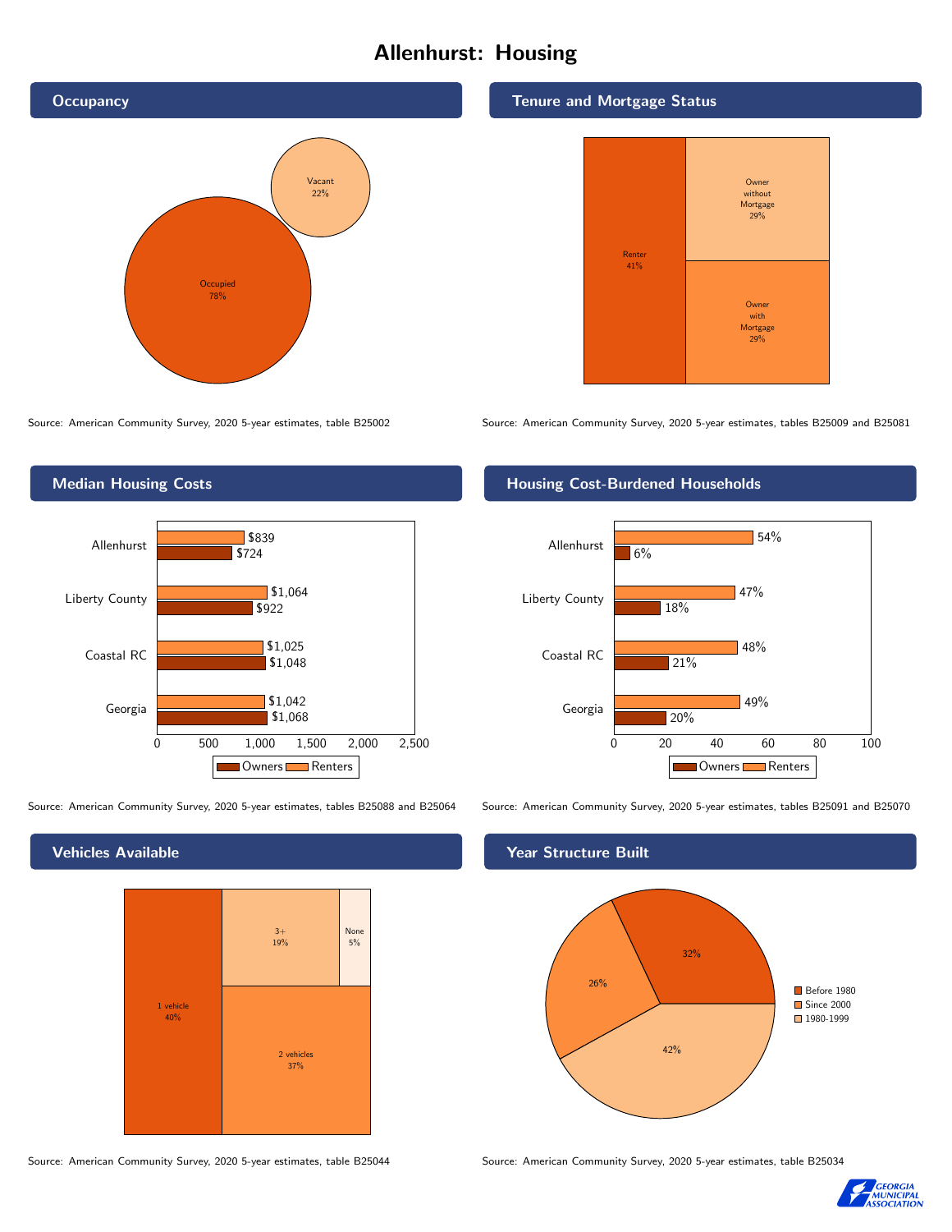# Allenhurst: Housing

## Occupancy

Vacant
22%

Occupied
78%

Source: American Community Survey, 2020 5-year estimates, table B25002

## Tenure and Mortgage Status

Renter
41%

Owner without Mortgage
29%

Owner with Mortgage
29%

Source: American Community Survey, 2020 5-year estimates, tables B25009 and B25081

## Median Housing Costs

Allenhurst
$839
$724

Liberty County
$1,064
$922

Coastal RC
$1,025
$1,048

Georgia
$1,042
$1,068

0 500 1,000 1,500 2,000 2,500

Owners Renters

Source: American Community Survey, 2020 5-year estimates, tables B25088 and B25064

## Housing Cost-Burdened Households

Allenhurst
54%
6%

Liberty County
47%
18%

Coastal RC
48%
21%

Georgia
49%
20%

0 20 40 60 80 100

Owners Renters

Source: American Community Survey, 2020 5-year estimates, tables B25091 and B25070

## Vehicles Available

1 vehicle
40%

3+
19%

None
5%

2 vehicles
37%

Source: American Community Survey, 2020 5-year estimates, table B25044

## Year Structure Built

32%

26%

42%

Before 1980
Since 2000
1980-1999

Source: American Community Survey, 2020 5-year estimates, table B25034